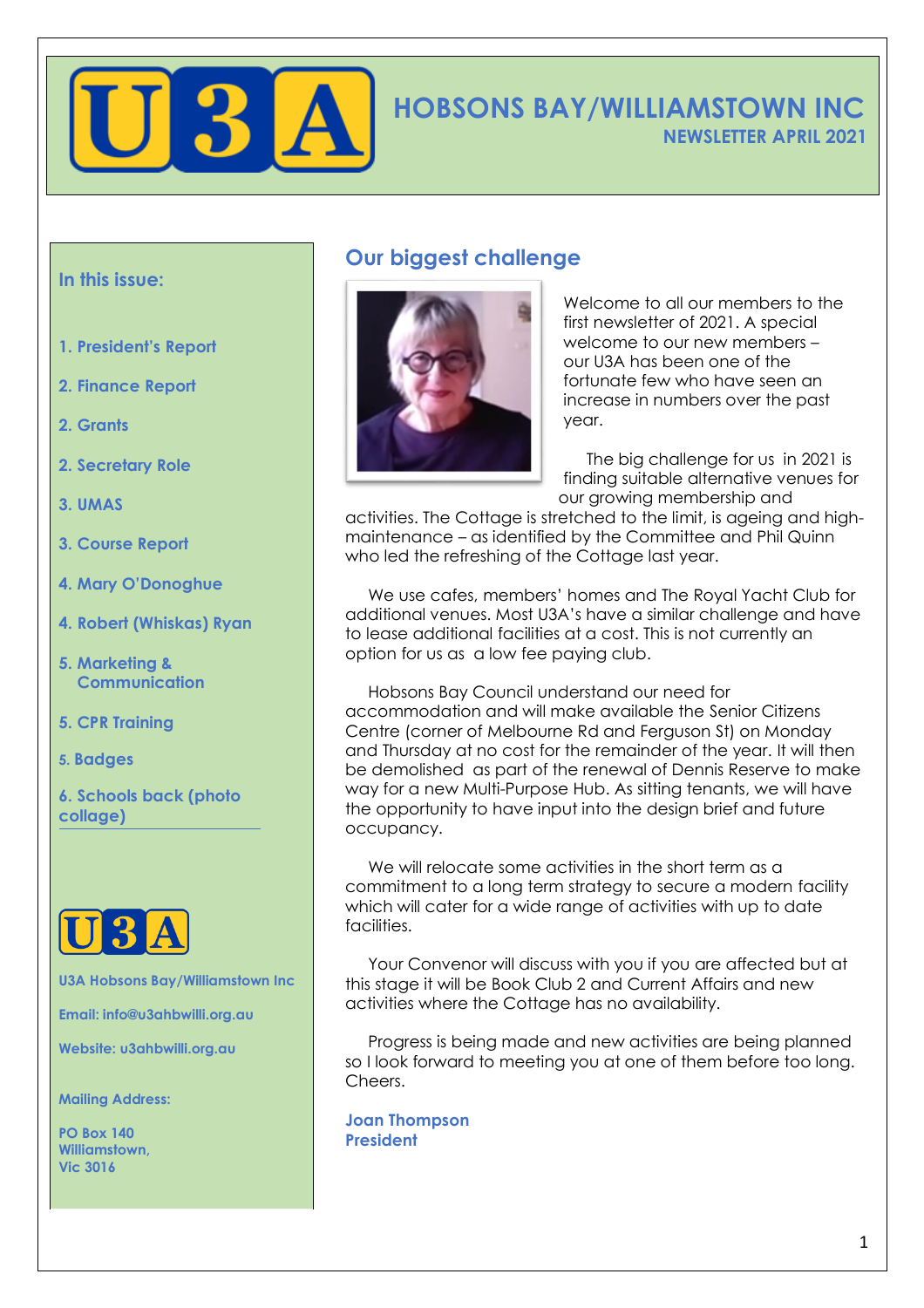# HOBSONS BAY/WILLIAMSTOWN INC

**NEWSLETTER APRIL 2021**

## Our biggest challenge

Welcome to all our members to the first newsletter of 2021. A special welcome to our new members – our U3A has been one of the fortunate few who have seen an increase in numbers over the past year.

The big challenge for us in 2021 is finding suitable alternative venues for our growing membership and activities. The Cottage is stretched to the limit, is ageing and high-maintenance – as identified by the Committee and Phil Quinn who led the refreshing of the Cottage last year.

We use cafes, members' homes and The Royal Yacht Club for additional venues. Most U3A's have a similar challenge and have to lease additional facilities at a cost. This is not currently an option for us as a low fee paying club.

Hobsons Bay Council understand our need for accommodation and will make available the Senior Citizens Centre (corner of Melbourne Rd and Ferguson St) on Monday and Thursday at no cost for the remainder of the year. It will then be demolished as part of the renewal of Dennis Reserve to make way for a new Multi-Purpose Hub. As sitting tenants, we will have the opportunity to have input into the design brief and future occupancy.

We will relocate some activities in the short term as a commitment to a long term strategy to secure a modern facility which will cater for a wide range of activities with up to date facilities.

Your Convenor will discuss with you if you are affected but at this stage it will be Book Club 2 and Current Affairs and new activities where the Cottage has no availability.

Progress is being made and new activities are being planned so I look forward to meeting you at one of them before too long. Cheers.

**Joan Thompson**
**President**

---

### In this issue:

1. President's Report
2. Finance Report
2. Grants
2. Secretary Role
3. UMAS
3. Course Report
4. Mary O'Donoghue
4. Robert (Whiskas) Ryan
5. Marketing & Communication
5. CPR Training
5. Badges
6. Schools back (photo collage)

**U3A Hobsons Bay/Williamstown Inc**

**Email: info@u3ahbwilli.org.au**

**Website: u3ahbwilli.org.au**

**Mailing Address:**

**PO Box 140**
**Williamstown,**
**Vic 3016**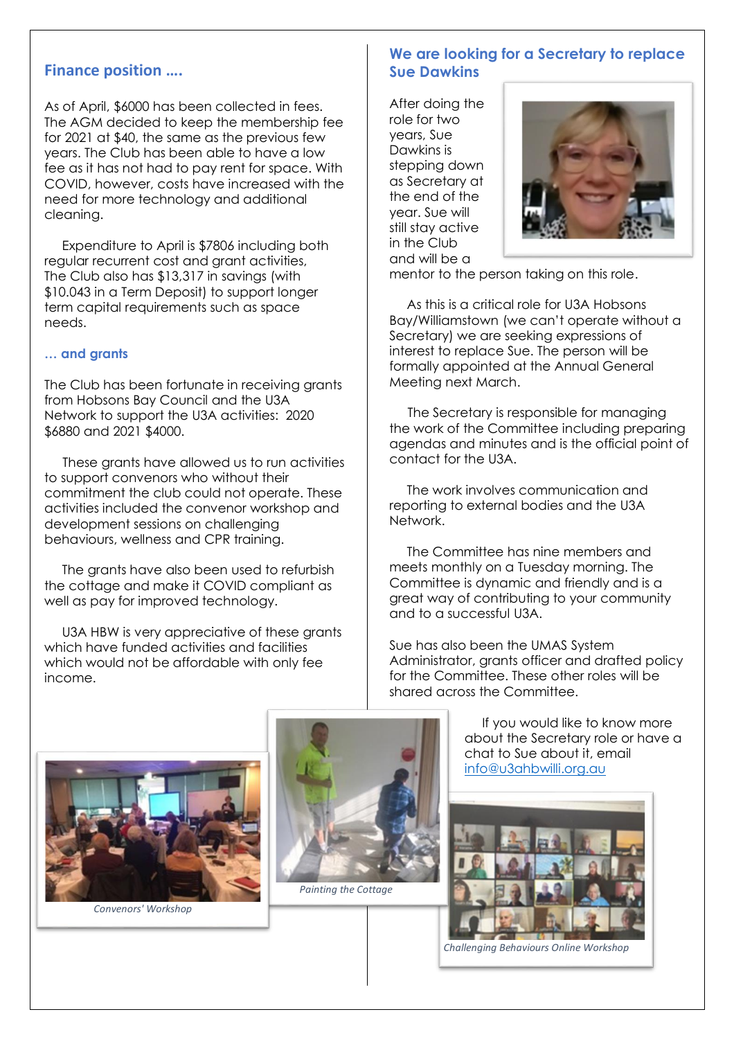## Finance position ….

As of April, $6000 has been collected in fees. The AGM decided to keep the membership fee for 2021 at $40, the same as the previous few years. The Club has been able to have a low fee as it has not had to pay rent for space. With COVID, however, costs have increased with the need for more technology and additional cleaning.

Expenditure to April is $7806 including both regular recurrent cost and grant activities, The Club also has $13,317 in savings (with $10.043 in a Term Deposit) to support longer term capital requirements such as space needs.

### … and grants

The Club has been fortunate in receiving grants from Hobsons Bay Council and the U3A Network to support the U3A activities: 2020 $6880 and 2021 $4000.

These grants have allowed us to run activities to support convenors who without their commitment the club could not operate. These activities included the convenor workshop and development sessions on challenging behaviours, wellness and CPR training.

The grants have also been used to refurbish the cottage and make it COVID compliant as well as pay for improved technology.

U3A HBW is very appreciative of these grants which have funded activities and facilities which would not be affordable with only fee income.

*Convenors' Workshop*

*Painting the Cottage*

## We are looking for a Secretary to replace Sue Dawkins

After doing the role for two years, Sue Dawkins is stepping down as Secretary at the end of the year. Sue will still stay active in the Club and will be a mentor to the person taking on this role.

As this is a critical role for U3A Hobsons Bay/Williamstown (we can't operate without a Secretary) we are seeking expressions of interest to replace Sue. The person will be formally appointed at the Annual General Meeting next March.

The Secretary is responsible for managing the work of the Committee including preparing agendas and minutes and is the official point of contact for the U3A.

The work involves communication and reporting to external bodies and the U3A Network.

The Committee has nine members and meets monthly on a Tuesday morning. The Committee is dynamic and friendly and is a great way of contributing to your community and to a successful U3A.

Sue has also been the UMAS System Administrator, grants officer and drafted policy for the Committee. These other roles will be shared across the Committee.

If you would like to know more about the Secretary role or have a chat to Sue about it, email info@u3ahbwilli.org.au

*Challenging Behaviours Online Workshop*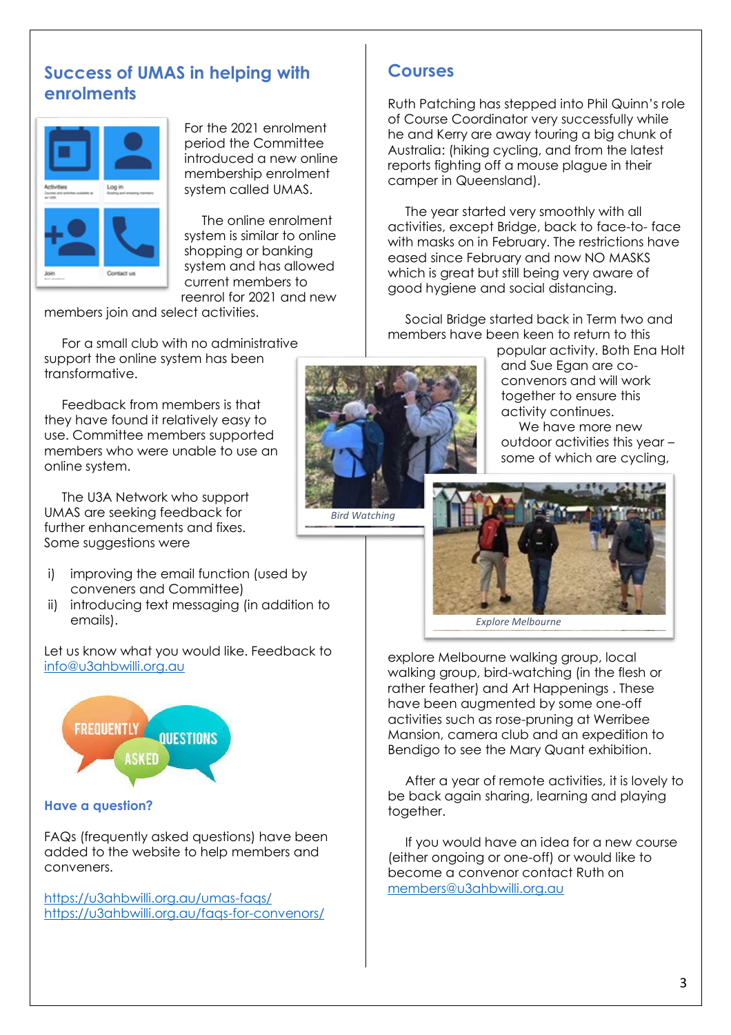## Success of UMAS in helping with enrolments

For the 2021 enrolment period the Committee introduced a new online membership enrolment system called UMAS.

The online enrolment system is similar to online shopping or banking system and has allowed current members to reenrol for 2021 and new members join and select activities.

For a small club with no administrative support the online system has been transformative.

Feedback from members is that they have found it relatively easy to use. Committee members supported members who were unable to use an online system.

The U3A Network who support UMAS are seeking feedback for further enhancements and fixes. Some suggestions were

i) improving the email function (used by conveners and Committee)
ii) introducing text messaging (in addition to emails).

Let us know what you would like. Feedback to [info@u3ahbwilli.org.au](mailto:info@u3ahbwilli.org.au)

### Have a question?

FAQs (frequently asked questions) have been added to the website to help members and conveners.

https://u3ahbwilli.org.au/umas-faqs/
https://u3ahbwilli.org.au/faqs-for-convenors/

## Courses

Ruth Patching has stepped into Phil Quinn's role of Course Coordinator very successfully while he and Kerry are away touring a big chunk of Australia: (hiking cycling, and from the latest reports fighting off a mouse plague in their camper in Queensland).

The year started very smoothly with all activities, except Bridge, back to face-to- face with masks on in February. The restrictions have eased since February and now NO MASKS which is great but still being very aware of good hygiene and social distancing.

Social Bridge started back in Term two and members have been keen to return to this popular activity. Both Ena Holt and Sue Egan are co-convenors and will work together to ensure this activity continues.

We have more new outdoor activities this year – some of which are cycling, explore Melbourne walking group, local walking group, bird-watching (in the flesh or rather feather) and Art Happenings . These have been augmented by some one-off activities such as rose-pruning at Werribee Mansion, camera club and an expedition to Bendigo to see the Mary Quant exhibition.

*Bird Watching*

*Explore Melbourne*

After a year of remote activities, it is lovely to be back again sharing, learning and playing together.

If you would have an idea for a new course (either ongoing or one-off) or would like to become a convenor contact Ruth on [members@u3ahbwilli.org.au](mailto:members@u3ahbwilli.org.au)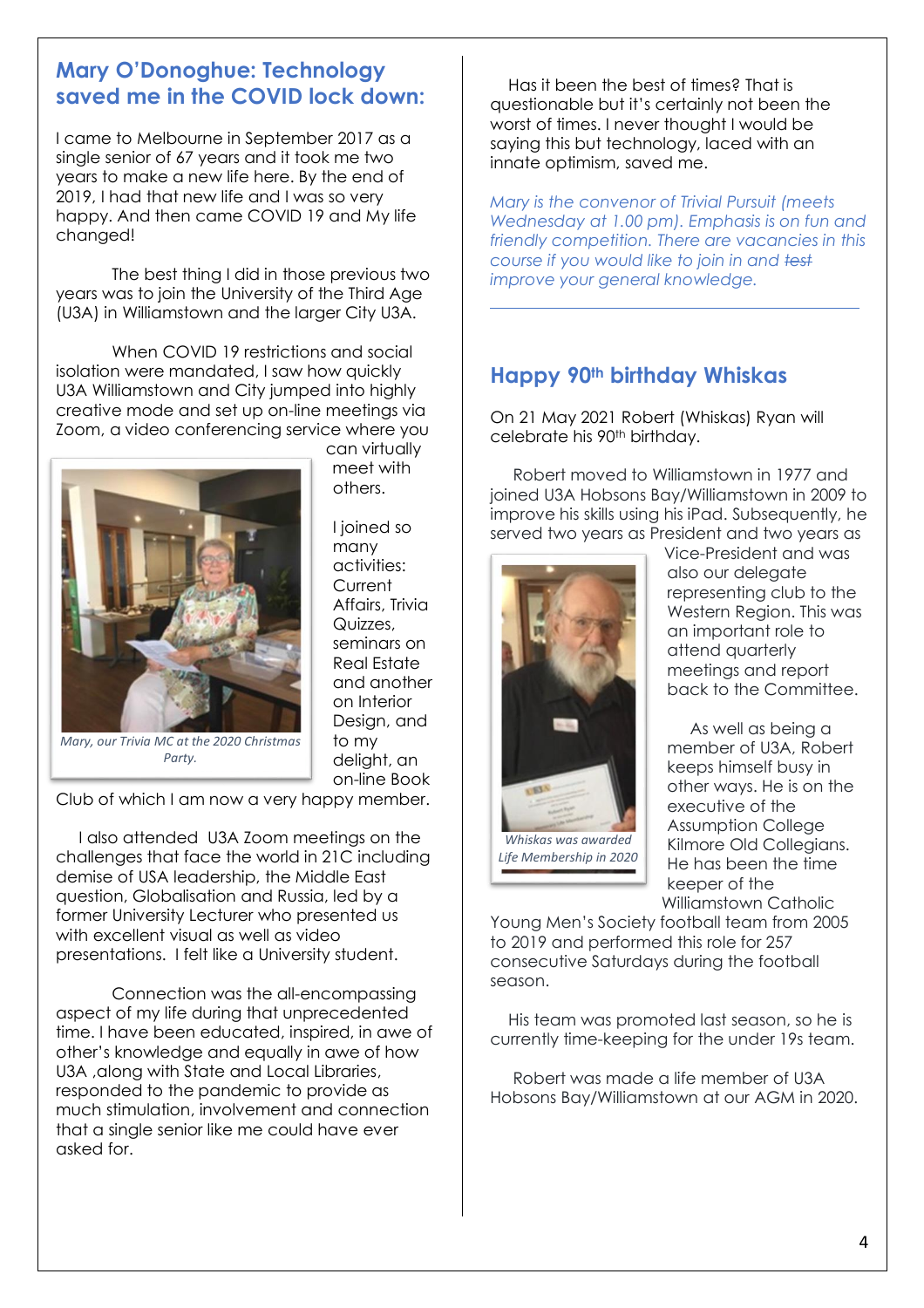## Mary O'Donoghue: Technology saved me in the COVID lock down:

I came to Melbourne in September 2017 as a single senior of 67 years and it took me two years to make a new life here. By the end of 2019, I had that new life and I was so very happy. And then came COVID 19 and My life changed!

The best thing I did in those previous two years was to join the University of the Third Age (U3A) in Williamstown and the larger City U3A.

When COVID 19 restrictions and social isolation were mandated, I saw how quickly U3A Williamstown and City jumped into highly creative mode and set up on-line meetings via Zoom, a video conferencing service where you can virtually meet with others.

*Mary, our Trivia MC at the 2020 Christmas Party.*

I joined so many activities: Current Affairs, Trivia Quizzes, seminars on Real Estate and another on Interior Design, and to my delight, an on-line Book Club of which I am now a very happy member.

I also attended U3A Zoom meetings on the challenges that face the world in 21C including demise of USA leadership, the Middle East question, Globalisation and Russia, led by a former University Lecturer who presented us with excellent visual as well as video presentations. I felt like a University student.

Connection was the all-encompassing aspect of my life during that unprecedented time. I have been educated, inspired, in awe of other's knowledge and equally in awe of how U3A ,along with State and Local Libraries, responded to the pandemic to provide as much stimulation, involvement and connection that a single senior like me could have ever asked for.

Has it been the best of times? That is questionable but it's certainly not been the worst of times. I never thought I would be saying this but technology, laced with an innate optimism, saved me.

*Mary is the convenor of Trivial Pursuit (meets Wednesday at 1.00 pm). Emphasis is on fun and friendly competition. There are vacancies in this course if you would like to join in and ~~test~~ improve your general knowledge.*

---

## Happy 90th birthday Whiskas

On 21 May 2021 Robert (Whiskas) Ryan will celebrate his 90th birthday.

Robert moved to Williamstown in 1977 and joined U3A Hobsons Bay/Williamstown in 2009 to improve his skills using his iPad. Subsequently, he served two years as President and two years as Vice-President and was also our delegate representing club to the Western Region. This was an important role to attend quarterly meetings and report back to the Committee.

*Whiskas was awarded Life Membership in 2020*

As well as being a member of U3A, Robert keeps himself busy in other ways. He is on the executive of the Assumption College Kilmore Old Collegians. He has been the time keeper of the Williamstown Catholic Young Men's Society football team from 2005 to 2019 and performed this role for 257 consecutive Saturdays during the football season.

His team was promoted last season, so he is currently time-keeping for the under 19s team.

Robert was made a life member of U3A Hobsons Bay/Williamstown at our AGM in 2020.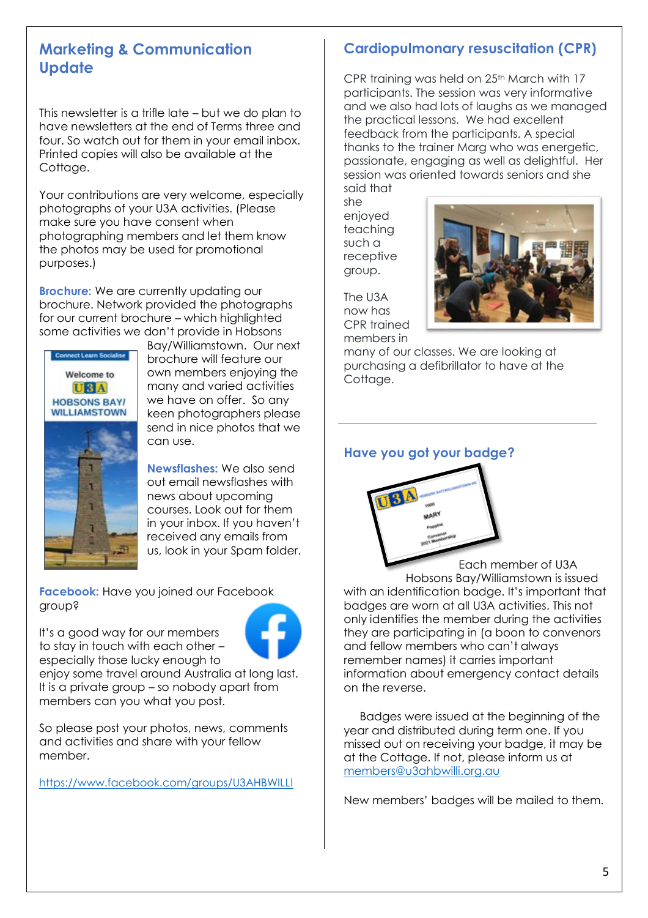## Marketing & Communication Update

This newsletter is a trifle late – but we do plan to have newsletters at the end of Terms three and four. So watch out for them in your email inbox. Printed copies will also be available at the Cottage.

Your contributions are very welcome, especially photographs of your U3A activities. (Please make sure you have consent when photographing members and let them know the photos may be used for promotional purposes.)

**Brochure:** We are currently updating our brochure. Network provided the photographs for our current brochure – which highlighted some activities we don't provide in Hobsons Bay/Williamstown. Our next brochure will feature our own members enjoying the many and varied activities we have on offer. So any keen photographers please send in nice photos that we can use.

**Newsflashes:** We also send out email newsflashes with news about upcoming courses. Look out for them in your inbox. If you haven't received any emails from us, look in your Spam folder.

**Facebook:** Have you joined our Facebook group?

It's a good way for our members to stay in touch with each other – especially those lucky enough to enjoy some travel around Australia at long last. It is a private group – so nobody apart from members can you what you post.

So please post your photos, news, comments and activities and share with your fellow member.

https://www.facebook.com/groups/U3AHBWILLI

## Cardiopulmonary resuscitation (CPR)

CPR training was held on 25th March with 17 participants. The session was very informative and we also had lots of laughs as we managed the practical lessons. We had excellent feedback from the participants. A special thanks to the trainer Marg who was energetic, passionate, engaging as well as delightful. Her session was oriented towards seniors and she said that she enjoyed teaching such a receptive group.

The U3A now has CPR trained members in many of our classes. We are looking at purchasing a defibrillator to have at the Cottage.

## Have you got your badge?

Each member of U3A Hobsons Bay/Williamstown is issued with an identification badge. It's important that badges are worn at all U3A activities. This not only identifies the member during the activities they are participating in (a boon to convenors and fellow members who can't always remember names) it carries important information about emergency contact details on the reverse.

Badges were issued at the beginning of the year and distributed during term one. If you missed out on receiving your badge, it may be at the Cottage. If not, please inform us at members@u3ahbwilli.org.au

New members' badges will be mailed to them.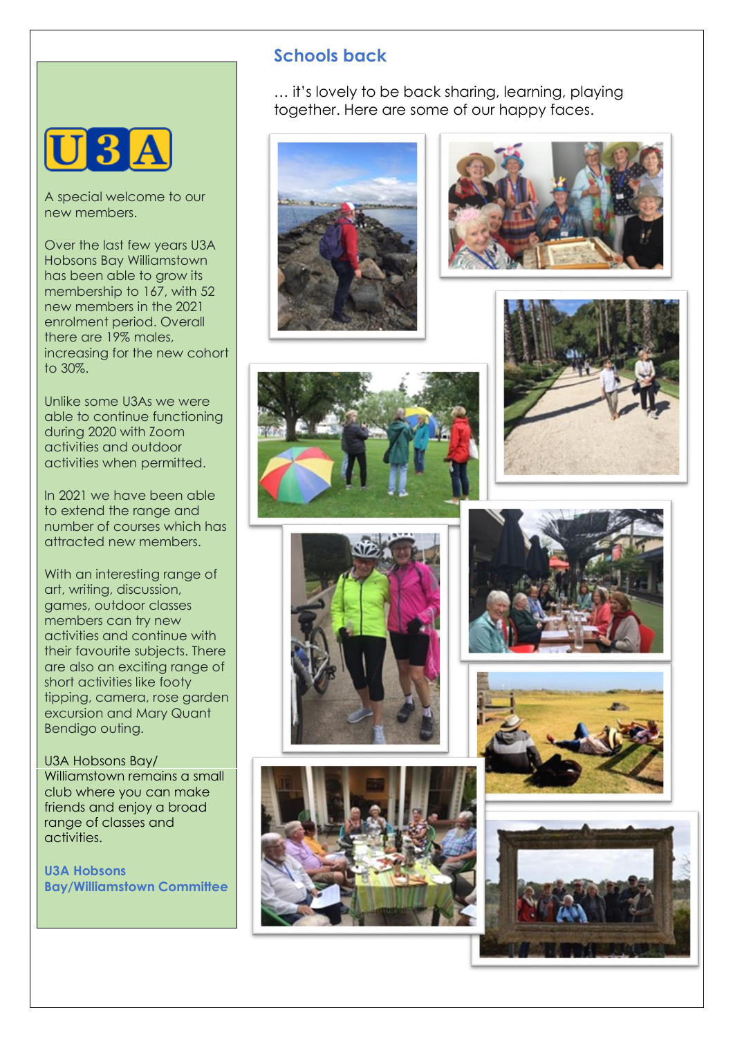## Schools back

… it's lovely to be back sharing, learning, playing together. Here are some of our happy faces.

U3A

A special welcome to our new members.

Over the last few years U3A Hobsons Bay Williamstown has been able to grow its membership to 167, with 52 new members in the 2021 enrolment period. Overall there are 19% males, increasing for the new cohort to 30%.

Unlike some U3As we were able to continue functioning during 2020 with Zoom activities and outdoor activities when permitted.

In 2021 we have been able to extend the range and number of courses which has attracted new members.

With an interesting range of art, writing, discussion, games, outdoor classes members can try new activities and continue with their favourite subjects. There are also an exciting range of short activities like footy tipping, camera, rose garden excursion and Mary Quant Bendigo outing.

U3A Hobsons Bay/ Williamstown remains a small club where you can make friends and enjoy a broad range of classes and activities.

**U3A Hobsons Bay/Williamstown Committee**